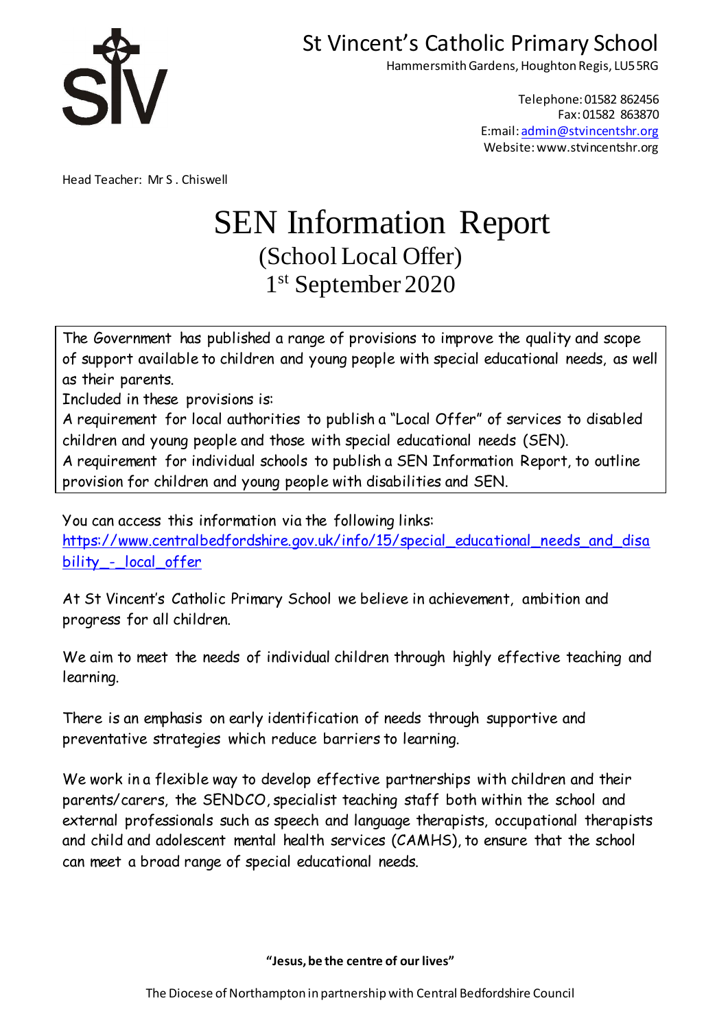St Vincent's Catholic Primary School

Hammersmith Gardens, Houghton Regis, LU5 5RG

Telephone: 01582 862456
Fax: 01582 863870
E:mail: admin@stvincentshr.org
Website: www.stvincentshr.org

Head Teacher: Mr S . Chiswell

# SEN Information Report

## (School Local Offer)

## 1st September 2020

The Government has published a range of provisions to improve the quality and scope of support available to children and young people with special educational needs, as well as their parents.

Included in these provisions is:

A requirement for local authorities to publish a "Local Offer" of services to disabled children and young people and those with special educational needs (SEN).

A requirement for individual schools to publish a SEN Information Report, to outline provision for children and young people with disabilities and SEN.

You can access this information via the following links:
https://www.centralbedfordshire.gov.uk/info/15/special_educational_needs_and_disability_-_local_offer

At St Vincent's Catholic Primary School we believe in achievement, ambition and progress for all children.

We aim to meet the needs of individual children through highly effective teaching and learning.

There is an emphasis on early identification of needs through supportive and preventative strategies which reduce barriers to learning.

We work in a flexible way to develop effective partnerships with children and their parents/carers, the SENDCO, specialist teaching staff both within the school and external professionals such as speech and language therapists, occupational therapists and child and adolescent mental health services (CAMHS), to ensure that the school can meet a broad range of special educational needs.

**"Jesus, be the centre of our lives"**

The Diocese of Northampton in partnership with Central Bedfordshire Council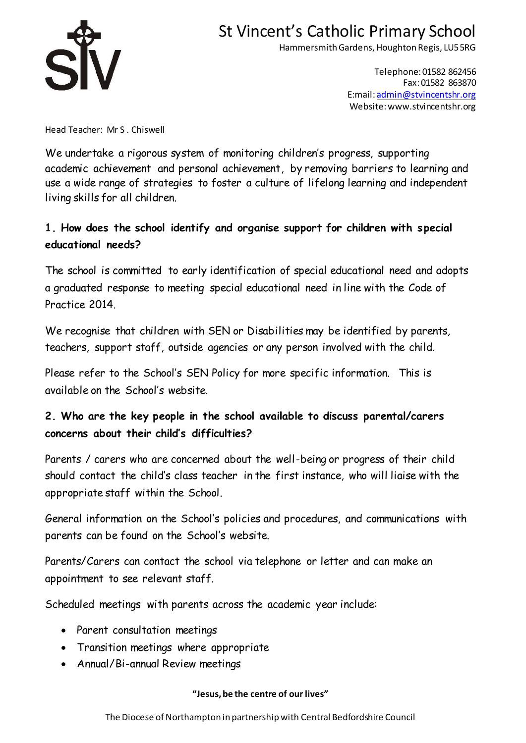# St Vincent's Catholic Primary School

Hammersmith Gardens, Houghton Regis, LU5 5RG

Telephone: 01582 862456
Fax: 01582 863870
E:mail: admin@stvincentshr.org
Website: www.stvincentshr.org

Head Teacher: Mr S . Chiswell

We undertake a rigorous system of monitoring children's progress, supporting academic achievement and personal achievement, by removing barriers to learning and use a wide range of strategies to foster a culture of lifelong learning and independent living skills for all children.

## 1. How does the school identify and organise support for children with special educational needs?

The school is committed to early identification of special educational need and adopts a graduated response to meeting special educational need in line with the Code of Practice 2014.

We recognise that children with SEN or Disabilities may be identified by parents, teachers, support staff, outside agencies or any person involved with the child.

Please refer to the School's SEN Policy for more specific information. This is available on the School's website.

## 2. Who are the key people in the school available to discuss parental/carers concerns about their child's difficulties?

Parents / carers who are concerned about the well-being or progress of their child should contact the child's class teacher in the first instance, who will liaise with the appropriate staff within the School.

General information on the School's policies and procedures, and communications with parents can be found on the School's website.

Parents/Carers can contact the school via telephone or letter and can make an appointment to see relevant staff.

Scheduled meetings with parents across the academic year include:

- Parent consultation meetings
- Transition meetings where appropriate
- Annual/Bi-annual Review meetings

**"Jesus, be the centre of our lives"**

The Diocese of Northampton in partnership with Central Bedfordshire Council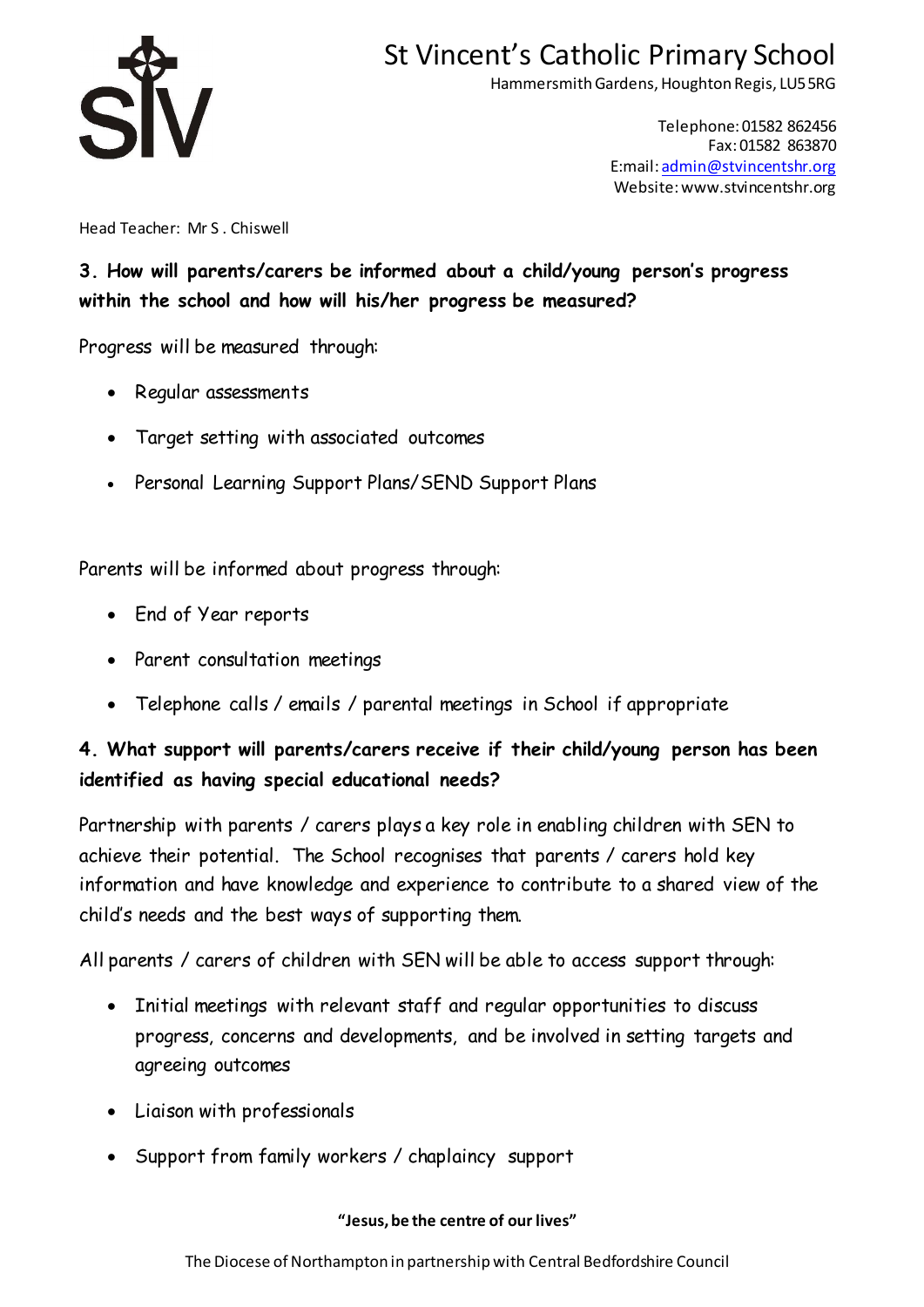# St Vincent's Catholic Primary School

Hammersmith Gardens, Houghton Regis, LU5 5RG

Telephone: 01582 862456
Fax: 01582 863870
E:mail: admin@stvincentshr.org
Website: www.stvincentshr.org

Head Teacher: Mr S . Chiswell

### 3. How will parents/carers be informed about a child/young person's progress within the school and how will his/her progress be measured?

Progress will be measured through:

- Regular assessments
- Target setting with associated outcomes
- Personal Learning Support Plans/ SEND Support Plans

Parents will be informed about progress through:

- End of Year reports
- Parent consultation meetings
- Telephone calls / emails / parental meetings in School if appropriate

### 4. What support will parents/carers receive if their child/young person has been identified as having special educational needs?

Partnership with parents / carers plays a key role in enabling children with SEN to achieve their potential. The School recognises that parents / carers hold key information and have knowledge and experience to contribute to a shared view of the child's needs and the best ways of supporting them.

All parents / carers of children with SEN will be able to access support through:

- Initial meetings with relevant staff and regular opportunities to discuss progress, concerns and developments, and be involved in setting targets and agreeing outcomes
- Liaison with professionals
- Support from family workers / chaplaincy support

**"Jesus, be the centre of our lives"**

The Diocese of Northampton in partnership with Central Bedfordshire Council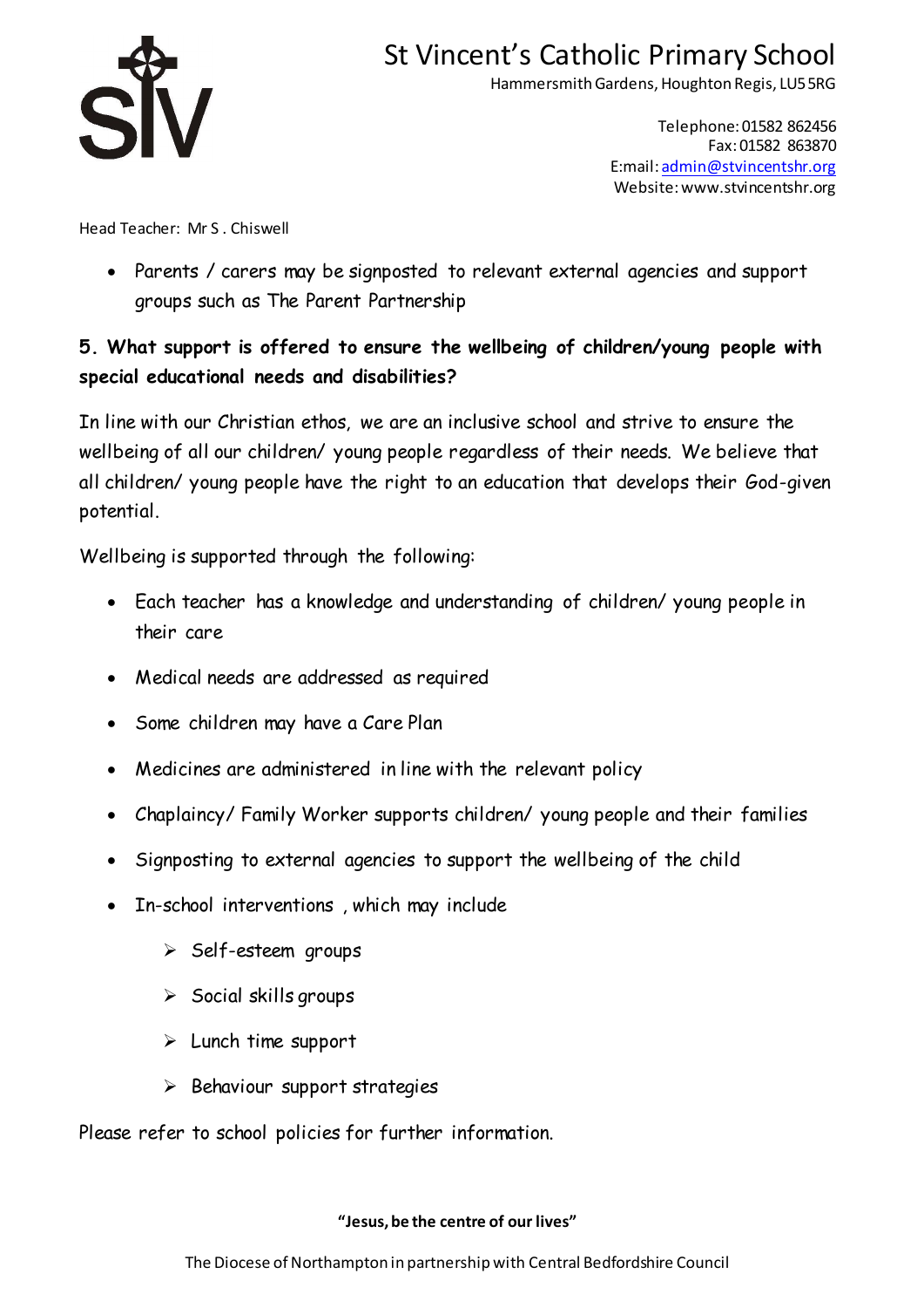- Parents / carers may be signposted to relevant external agencies and support groups such as The Parent Partnership

**5. What support is offered to ensure the wellbeing of children/young people with special educational needs and disabilities?**

In line with our Christian ethos, we are an inclusive school and strive to ensure the wellbeing of all our children/ young people regardless of their needs. We believe that all children/ young people have the right to an education that develops their God-given potential.

Wellbeing is supported through the following:

- Each teacher has a knowledge and understanding of children/ young people in their care
- Medical needs are addressed as required
- Some children may have a Care Plan
- Medicines are administered in line with the relevant policy
- Chaplaincy/ Family Worker supports children/ young people and their families
- Signposting to external agencies to support the wellbeing of the child
- In-school interventions , which may include
  - Self-esteem groups
  - Social skills groups
  - Lunch time support
  - Behaviour support strategies

Please refer to school policies for further information.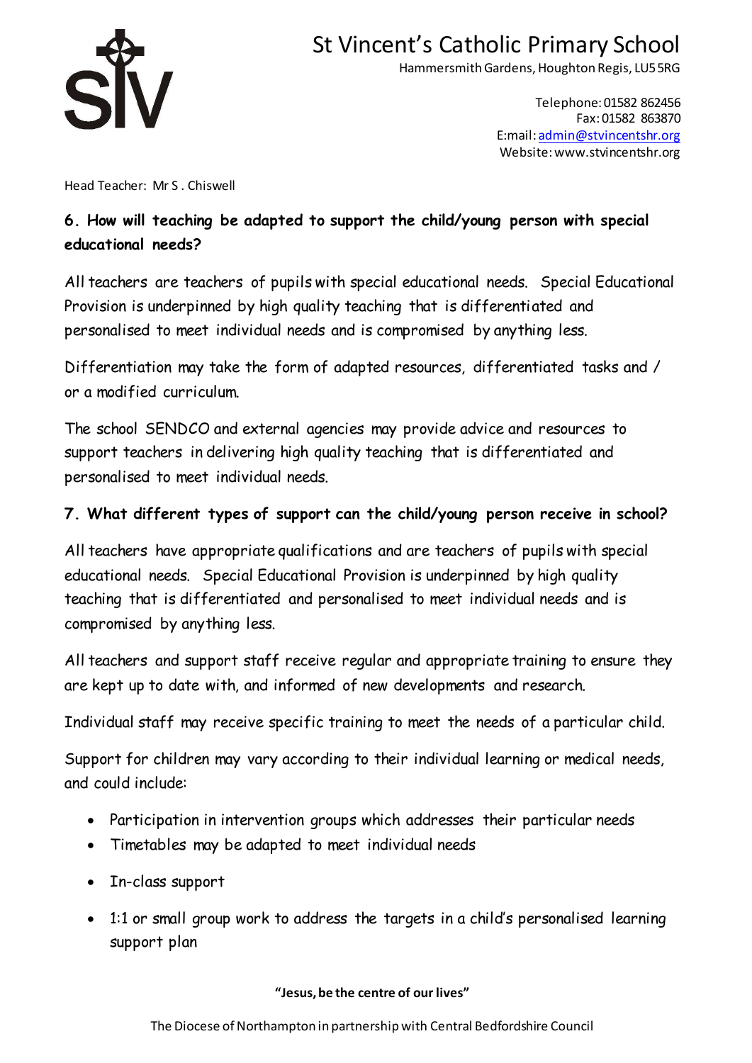## 6. How will teaching be adapted to support the child/young person with special educational needs?

All teachers are teachers of pupils with special educational needs. Special Educational Provision is underpinned by high quality teaching that is differentiated and personalised to meet individual needs and is compromised by anything less.

Differentiation may take the form of adapted resources, differentiated tasks and / or a modified curriculum.

The school SENDCO and external agencies may provide advice and resources to support teachers in delivering high quality teaching that is differentiated and personalised to meet individual needs.

## 7. What different types of support can the child/young person receive in school?

All teachers have appropriate qualifications and are teachers of pupils with special educational needs. Special Educational Provision is underpinned by high quality teaching that is differentiated and personalised to meet individual needs and is compromised by anything less.

All teachers and support staff receive regular and appropriate training to ensure they are kept up to date with, and informed of new developments and research.

Individual staff may receive specific training to meet the needs of a particular child.

Support for children may vary according to their individual learning or medical needs, and could include:

- Participation in intervention groups which addresses their particular needs
- Timetables may be adapted to meet individual needs
- In-class support
- 1:1 or small group work to address the targets in a child's personalised learning support plan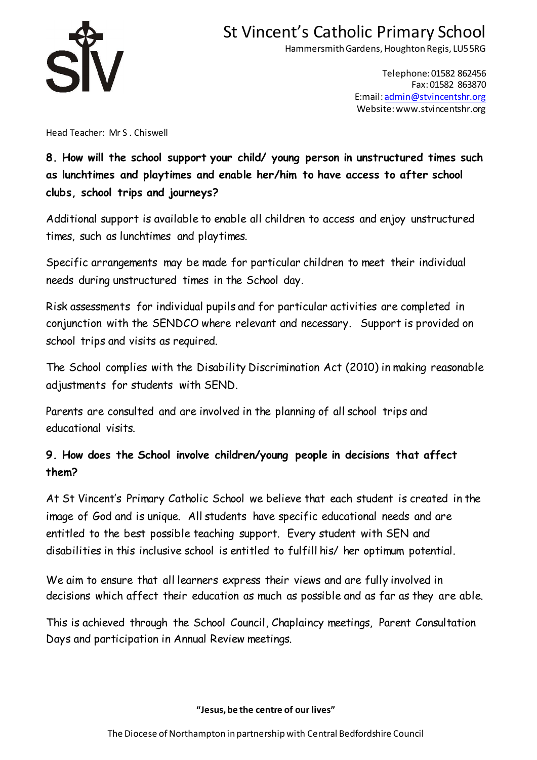## 8. How will the school support your child/ young person in unstructured times such as lunchtimes and playtimes and enable her/him to have access to after school clubs, school trips and journeys?

Additional support is available to enable all children to access and enjoy unstructured times, such as lunchtimes and playtimes.

Specific arrangements may be made for particular children to meet their individual needs during unstructured times in the School day.

Risk assessments for individual pupils and for particular activities are completed in conjunction with the SENDCO where relevant and necessary. Support is provided on school trips and visits as required.

The School complies with the Disability Discrimination Act (2010) in making reasonable adjustments for students with SEND.

Parents are consulted and are involved in the planning of all school trips and educational visits.

## 9. How does the School involve children/young people in decisions that affect them?

At St Vincent's Primary Catholic School we believe that each student is created in the image of God and is unique. All students have specific educational needs and are entitled to the best possible teaching support. Every student with SEN and disabilities in this inclusive school is entitled to fulfill his/ her optimum potential.

We aim to ensure that all learners express their views and are fully involved in decisions which affect their education as much as possible and as far as they are able.

This is achieved through the School Council, Chaplaincy meetings, Parent Consultation Days and participation in Annual Review meetings.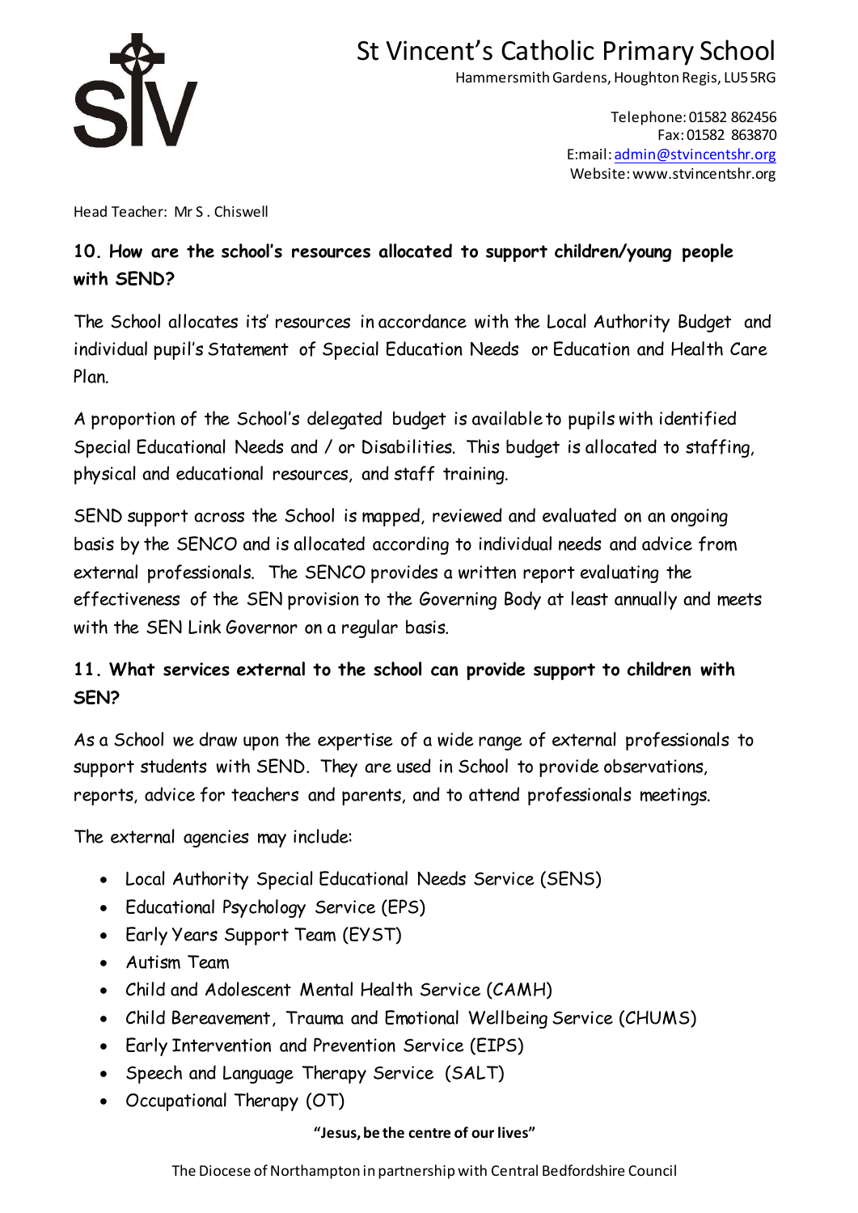## 10. How are the school's resources allocated to support children/young people with SEND?

The School allocates its' resources in accordance with the Local Authority Budget and individual pupil's Statement of Special Education Needs or Education and Health Care Plan.

A proportion of the School's delegated budget is available to pupils with identified Special Educational Needs and / or Disabilities. This budget is allocated to staffing, physical and educational resources, and staff training.

SEND support across the School is mapped, reviewed and evaluated on an ongoing basis by the SENCO and is allocated according to individual needs and advice from external professionals. The SENCO provides a written report evaluating the effectiveness of the SEN provision to the Governing Body at least annually and meets with the SEN Link Governor on a regular basis.

## 11. What services external to the school can provide support to children with SEN?

As a School we draw upon the expertise of a wide range of external professionals to support students with SEND. They are used in School to provide observations, reports, advice for teachers and parents, and to attend professionals meetings.

The external agencies may include:

- Local Authority Special Educational Needs Service (SENS)
- Educational Psychology Service (EPS)
- Early Years Support Team (EYST)
- Autism Team
- Child and Adolescent Mental Health Service (CAMH)
- Child Bereavement, Trauma and Emotional Wellbeing Service (CHUMS)
- Early Intervention and Prevention Service (EIPS)
- Speech and Language Therapy Service (SALT)
- Occupational Therapy (OT)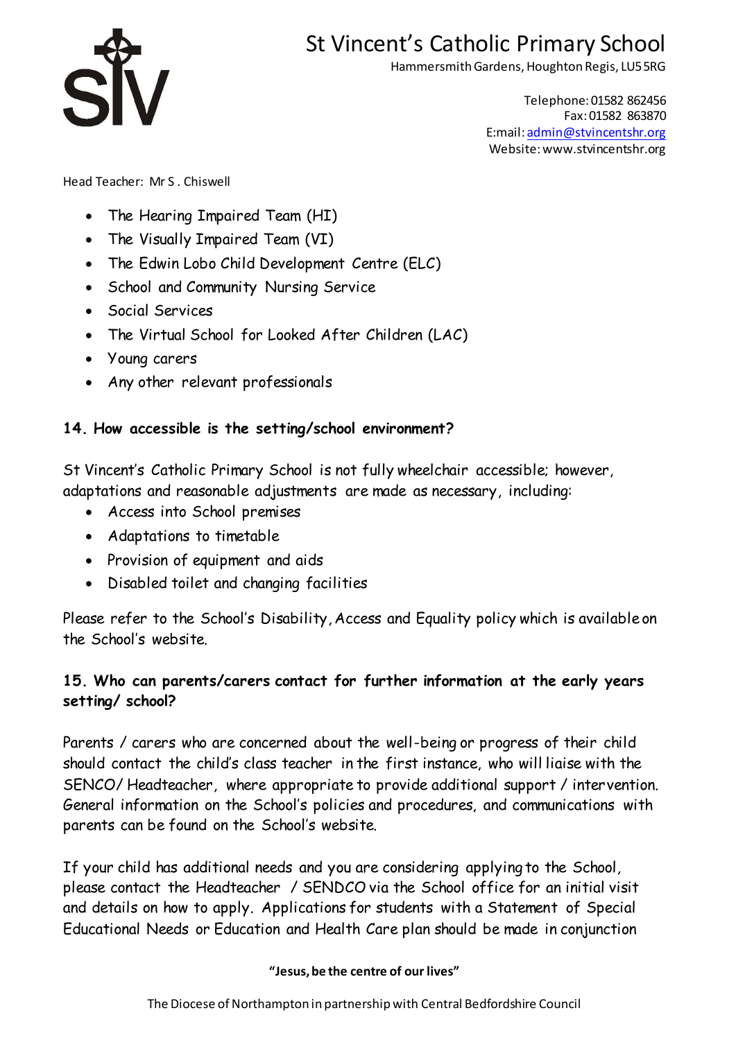- The Hearing Impaired Team (HI)
- The Visually Impaired Team (VI)
- The Edwin Lobo Child Development Centre (ELC)
- School and Community Nursing Service
- Social Services
- The Virtual School for Looked After Children (LAC)
- Young carers
- Any other relevant professionals

**14. How accessible is the setting/school environment?**

St Vincent's Catholic Primary School is not fully wheelchair accessible; however, adaptations and reasonable adjustments are made as necessary, including:

- Access into School premises
- Adaptations to timetable
- Provision of equipment and aids
- Disabled toilet and changing facilities

Please refer to the School's Disability, Access and Equality policy which is available on the School's website.

**15. Who can parents/carers contact for further information at the early years setting/ school?**

Parents / carers who are concerned about the well-being or progress of their child should contact the child's class teacher in the first instance, who will liaise with the SENCO/ Headteacher, where appropriate to provide additional support / intervention. General information on the School's policies and procedures, and communications with parents can be found on the School's website.

If your child has additional needs and you are considering applying to the School, please contact the Headteacher / SENDCO via the School office for an initial visit and details on how to apply. Applications for students with a Statement of Special Educational Needs or Education and Health Care plan should be made in conjunction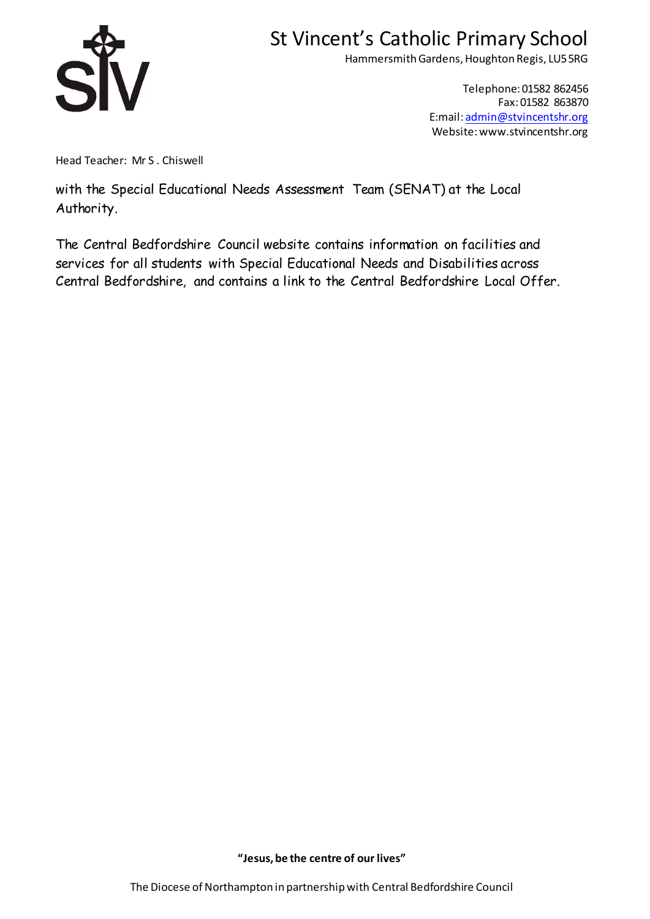with the Special Educational Needs Assessment Team (SENAT) at the Local Authority.

The Central Bedfordshire Council website contains information on facilities and services for all students with Special Educational Needs and Disabilities across Central Bedfordshire, and contains a link to the Central Bedfordshire Local Offer.